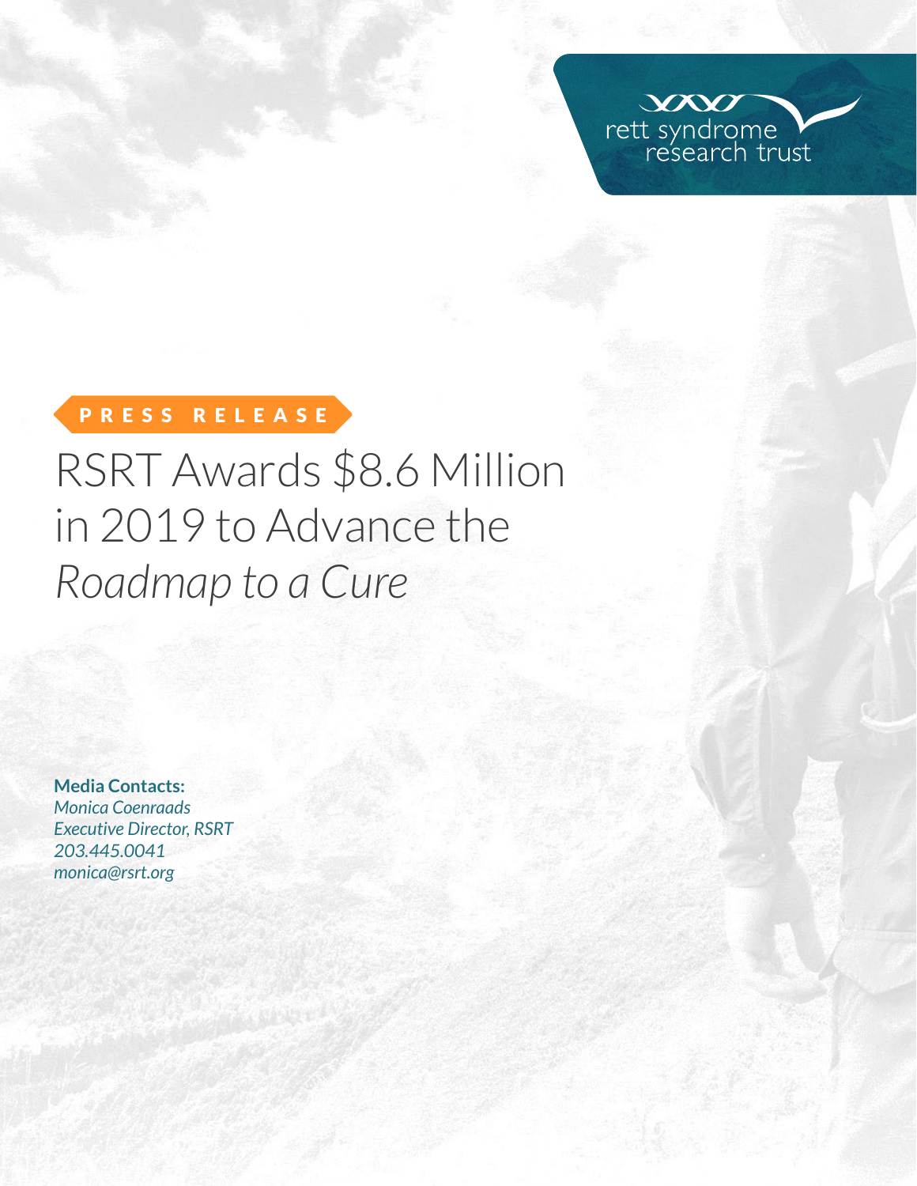rett syndrome research trust

PRESS RELEASE

# RSRT Awards $8.6 Million in 2019 to Advance the *Roadmap to a Cure*

**Media Contacts:**
*Monica Coenraads*
*Executive Director, RSRT*
*203.445.0041*
*monica@rsrt.org*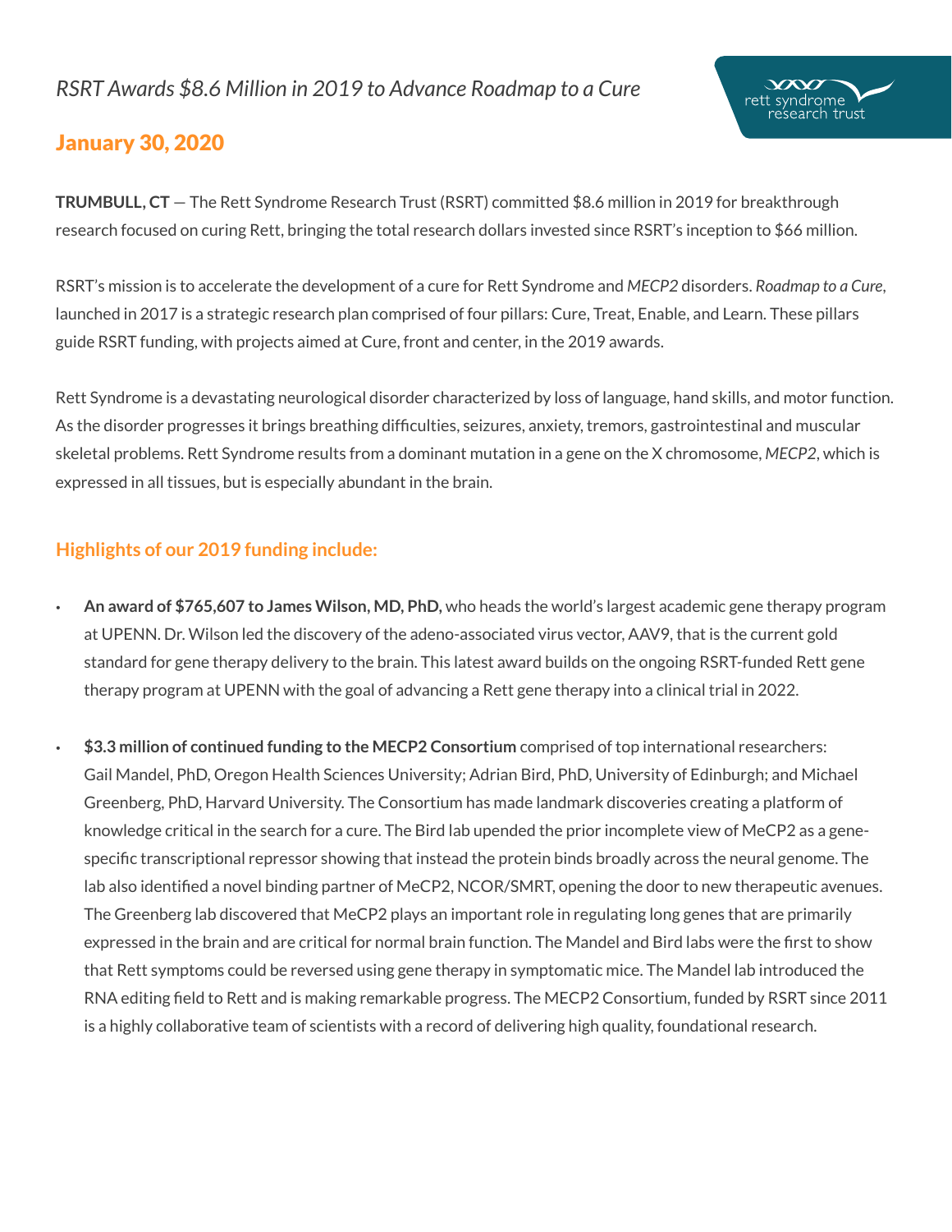*RSRT Awards $8.6 Million in 2019 to Advance Roadmap to a Cure*

## January 30, 2020

**TRUMBULL, CT** — The Rett Syndrome Research Trust (RSRT) committed $8.6 million in 2019 for breakthrough research focused on curing Rett, bringing the total research dollars invested since RSRT's inception to $66 million.

RSRT's mission is to accelerate the development of a cure for Rett Syndrome and *MECP2* disorders. *Roadmap to a Cure,* launched in 2017 is a strategic research plan comprised of four pillars: Cure, Treat, Enable, and Learn. These pillars guide RSRT funding, with projects aimed at Cure, front and center, in the 2019 awards.

Rett Syndrome is a devastating neurological disorder characterized by loss of language, hand skills, and motor function. As the disorder progresses it brings breathing difficulties, seizures, anxiety, tremors, gastrointestinal and muscular skeletal problems. Rett Syndrome results from a dominant mutation in a gene on the X chromosome, *MECP2*, which is expressed in all tissues, but is especially abundant in the brain.

### Highlights of our 2019 funding include:

- **An award of $765,607 to James Wilson, MD, PhD,** who heads the world's largest academic gene therapy program at UPENN. Dr. Wilson led the discovery of the adeno-associated virus vector, AAV9, that is the current gold standard for gene therapy delivery to the brain. This latest award builds on the ongoing RSRT-funded Rett gene therapy program at UPENN with the goal of advancing a Rett gene therapy into a clinical trial in 2022.

- **$3.3 million of continued funding to the MECP2 Consortium** comprised of top international researchers: Gail Mandel, PhD, Oregon Health Sciences University; Adrian Bird, PhD, University of Edinburgh; and Michael Greenberg, PhD, Harvard University. The Consortium has made landmark discoveries creating a platform of knowledge critical in the search for a cure. The Bird lab upended the prior incomplete view of MeCP2 as a gene-specific transcriptional repressor showing that instead the protein binds broadly across the neural genome. The lab also identified a novel binding partner of MeCP2, NCOR/SMRT, opening the door to new therapeutic avenues. The Greenberg lab discovered that MeCP2 plays an important role in regulating long genes that are primarily expressed in the brain and are critical for normal brain function. The Mandel and Bird labs were the first to show that Rett symptoms could be reversed using gene therapy in symptomatic mice. The Mandel lab introduced the RNA editing field to Rett and is making remarkable progress. The MECP2 Consortium, funded by RSRT since 2011 is a highly collaborative team of scientists with a record of delivering high quality, foundational research.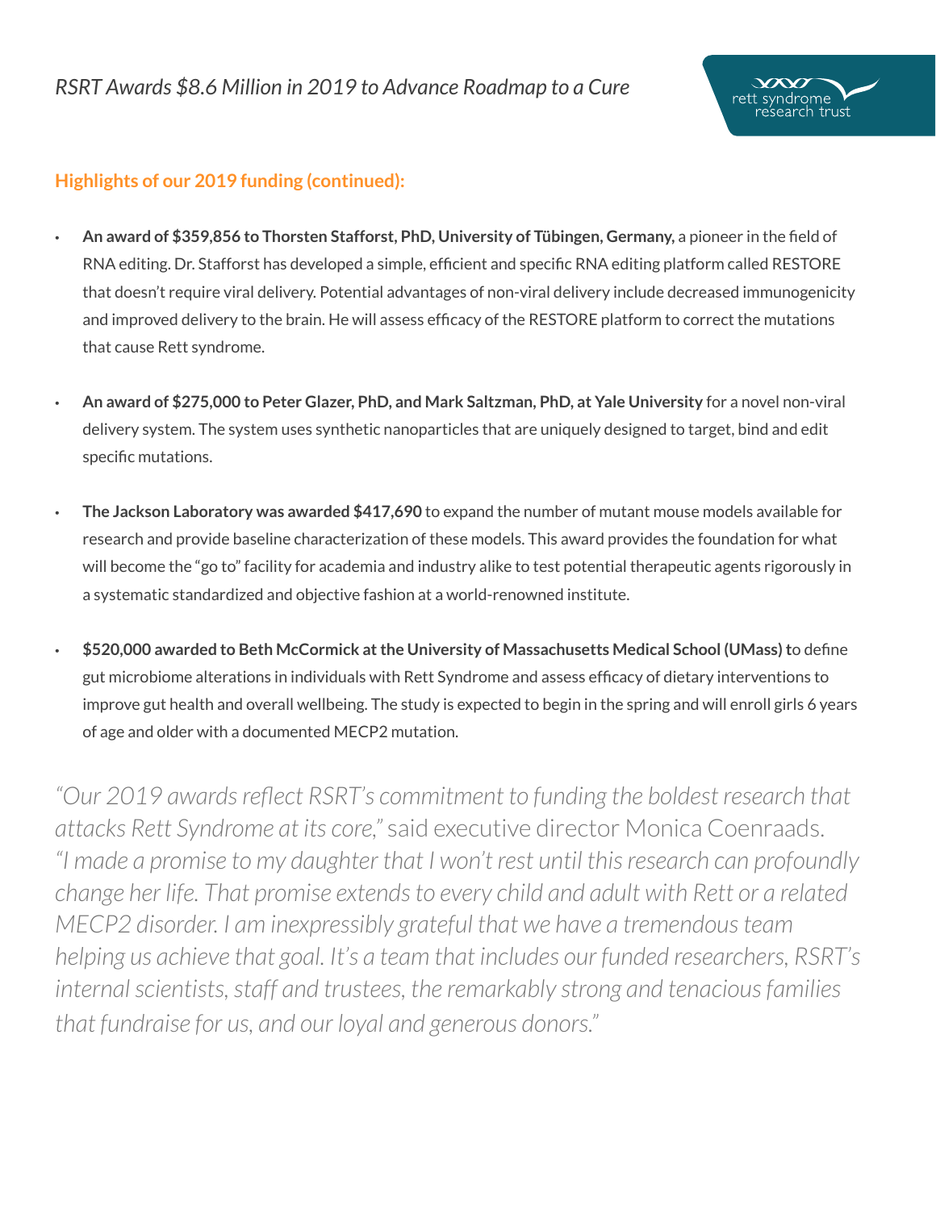## Highlights of our 2019 funding (continued):

- **An award of $359,856 to Thorsten Stafforst, PhD, University of Tübingen, Germany,** a pioneer in the field of RNA editing. Dr. Stafforst has developed a simple, efficient and specific RNA editing platform called RESTORE that doesn't require viral delivery. Potential advantages of non-viral delivery include decreased immunogenicity and improved delivery to the brain. He will assess efficacy of the RESTORE platform to correct the mutations that cause Rett syndrome.

- **An award of $275,000 to Peter Glazer, PhD, and Mark Saltzman, PhD, at Yale University** for a novel non-viral delivery system. The system uses synthetic nanoparticles that are uniquely designed to target, bind and edit specific mutations.

- **The Jackson Laboratory was awarded $417,690** to expand the number of mutant mouse models available for research and provide baseline characterization of these models. This award provides the foundation for what will become the "go to" facility for academia and industry alike to test potential therapeutic agents rigorously in a systematic standardized and objective fashion at a world-renowned institute.

- **$520,000 awarded to Beth McCormick at the University of Massachusetts Medical School (UMass) t**o define gut microbiome alterations in individuals with Rett Syndrome and assess efficacy of dietary interventions to improve gut health and overall wellbeing. The study is expected to begin in the spring and will enroll girls 6 years of age and older with a documented MECP2 mutation.

*"Our 2019 awards reflect RSRT's commitment to funding the boldest research that attacks Rett Syndrome at its core,"* said executive director Monica Coenraads. *"I made a promise to my daughter that I won't rest until this research can profoundly change her life. That promise extends to every child and adult with Rett or a related MECP2 disorder. I am inexpressibly grateful that we have a tremendous team helping us achieve that goal. It's a team that includes our funded researchers, RSRT's internal scientists, staff and trustees, the remarkably strong and tenacious families that fundraise for us, and our loyal and generous donors."*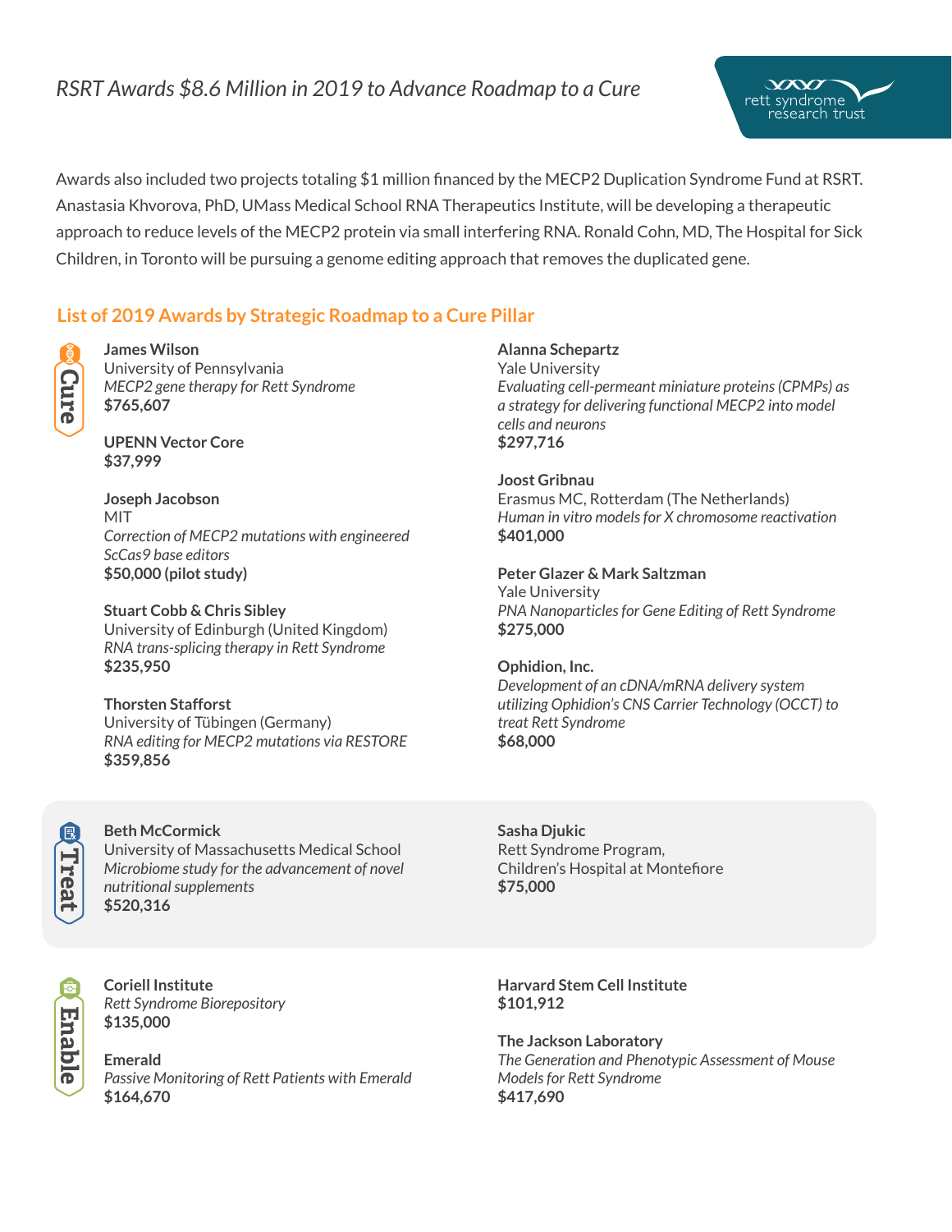*RSRT Awards $8.6 Million in 2019 to Advance Roadmap to a Cure*

Awards also included two projects totaling $1 million financed by the MECP2 Duplication Syndrome Fund at RSRT. Anastasia Khvorova, PhD, UMass Medical School RNA Therapeutics Institute, will be developing a therapeutic approach to reduce levels of the MECP2 protein via small interfering RNA. Ronald Cohn, MD, The Hospital for Sick Children, in Toronto will be pursuing a genome editing approach that removes the duplicated gene.

## List of 2019 Awards by Strategic Roadmap to a Cure Pillar

### Cure

**James Wilson**
University of Pennsylvania
*MECP2 gene therapy for Rett Syndrome*
**$765,607**

**UPENN Vector Core**
**$37,999**

**Joseph Jacobson**
MIT
*Correction of MECP2 mutations with engineered ScCas9 base editors*
**$50,000 (pilot study)**

**Stuart Cobb & Chris Sibley**
University of Edinburgh (United Kingdom)
*RNA trans-splicing therapy in Rett Syndrome*
**$235,950**

**Thorsten Stafforst**
University of Tübingen (Germany)
*RNA editing for MECP2 mutations via RESTORE*
**$359,856**

**Alanna Schepartz**
Yale University
*Evaluating cell-permeant miniature proteins (CPMPs) as a strategy for delivering functional MECP2 into model cells and neurons*
**$297,716**

**Joost Gribnau**
Erasmus MC, Rotterdam (The Netherlands)
*Human in vitro models for X chromosome reactivation*
**$401,000**

**Peter Glazer & Mark Saltzman**
Yale University
*PNA Nanoparticles for Gene Editing of Rett Syndrome*
**$275,000**

**Ophidion, Inc.**
*Development of an cDNA/mRNA delivery system utilizing Ophidion's CNS Carrier Technology (OCCT) to treat Rett Syndrome*
**$68,000**

### Treat

**Beth McCormick**
University of Massachusetts Medical School
*Microbiome study for the advancement of novel nutritional supplements*
**$520,316**

**Sasha Djukic**
Rett Syndrome Program,
Children's Hospital at Montefiore
**$75,000**

### Enable

**Coriell Institute**
*Rett Syndrome Biorepository*
**$135,000**

**Emerald**
*Passive Monitoring of Rett Patients with Emerald*
**$164,670**

**Harvard Stem Cell Institute**
**$101,912**

**The Jackson Laboratory**
*The Generation and Phenotypic Assessment of Mouse Models for Rett Syndrome*
**$417,690**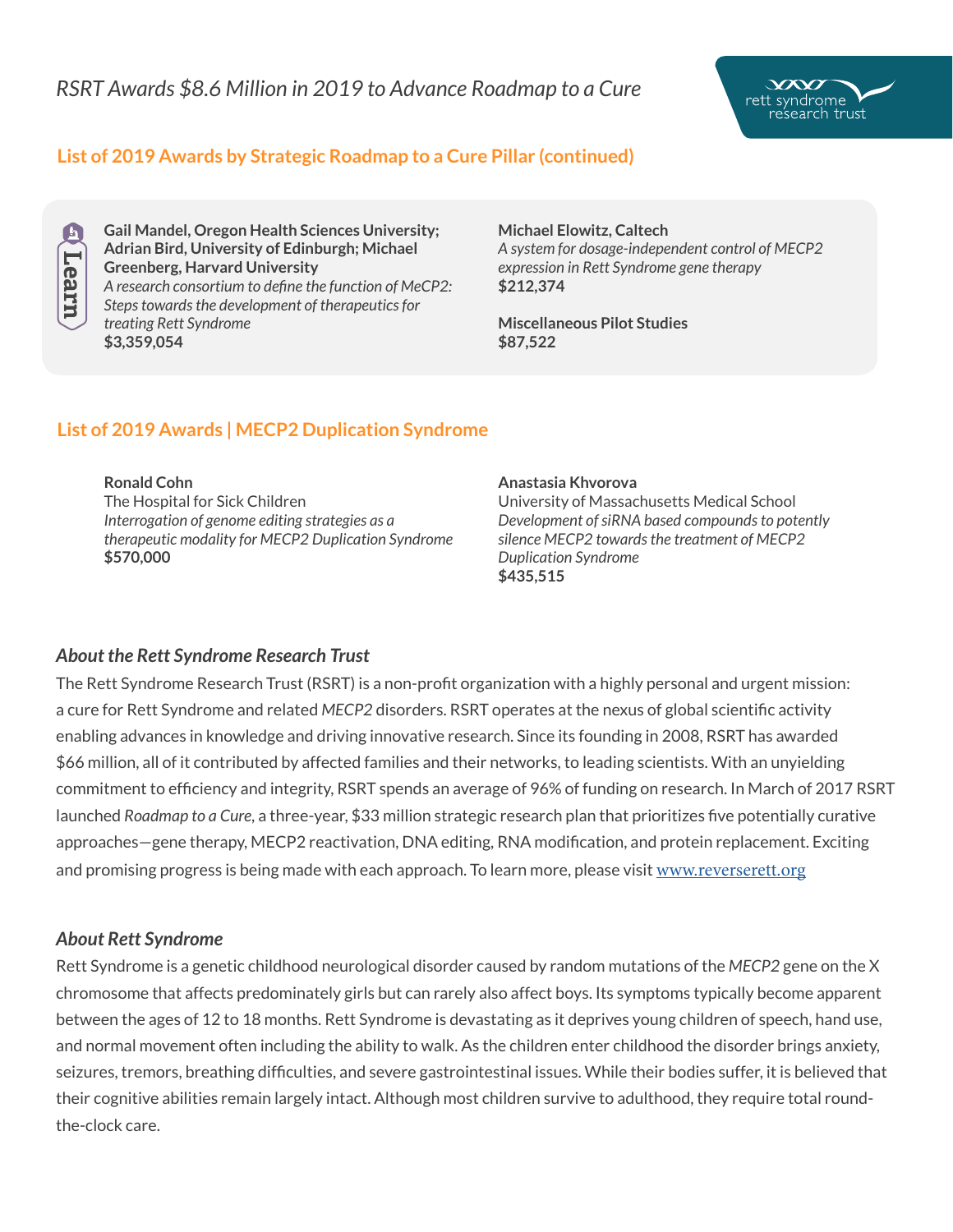*RSRT Awards $8.6 Million in 2019 to Advance Roadmap to a Cure*

## List of 2019 Awards by Strategic Roadmap to a Cure Pillar (continued)

### Learn

**Gail Mandel, Oregon Health Sciences University; Adrian Bird, University of Edinburgh; Michael Greenberg, Harvard University**
*A research consortium to define the function of MeCP2: Steps towards the development of therapeutics for treating Rett Syndrome*
**$3,359,054**

**Michael Elowitz, Caltech**
*A system for dosage-independent control of MECP2 expression in Rett Syndrome gene therapy*
**$212,374**

**Miscellaneous Pilot Studies**
**$87,522**

## List of 2019 Awards | MECP2 Duplication Syndrome

**Ronald Cohn**
The Hospital for Sick Children
*Interrogation of genome editing strategies as a therapeutic modality for MECP2 Duplication Syndrome*
**$570,000**

**Anastasia Khvorova**
University of Massachusetts Medical School
*Development of siRNA based compounds to potently silence MECP2 towards the treatment of MECP2 Duplication Syndrome*
**$435,515**

### *About the Rett Syndrome Research Trust*

The Rett Syndrome Research Trust (RSRT) is a non-profit organization with a highly personal and urgent mission: a cure for Rett Syndrome and related *MECP2* disorders. RSRT operates at the nexus of global scientific activity enabling advances in knowledge and driving innovative research. Since its founding in 2008, RSRT has awarded $66 million, all of it contributed by affected families and their networks, to leading scientists. With an unyielding commitment to efficiency and integrity, RSRT spends an average of 96% of funding on research. In March of 2017 RSRT launched *Roadmap to a Cure*, a three-year, $33 million strategic research plan that prioritizes five potentially curative approaches—gene therapy, MECP2 reactivation, DNA editing, RNA modification, and protein replacement. Exciting and promising progress is being made with each approach. To learn more, please visit www.reverserett.org

### *About Rett Syndrome*

Rett Syndrome is a genetic childhood neurological disorder caused by random mutations of the *MECP2* gene on the X chromosome that affects predominately girls but can rarely also affect boys. Its symptoms typically become apparent between the ages of 12 to 18 months. Rett Syndrome is devastating as it deprives young children of speech, hand use, and normal movement often including the ability to walk. As the children enter childhood the disorder brings anxiety, seizures, tremors, breathing difficulties, and severe gastrointestinal issues. While their bodies suffer, it is believed that their cognitive abilities remain largely intact. Although most children survive to adulthood, they require total round-the-clock care.